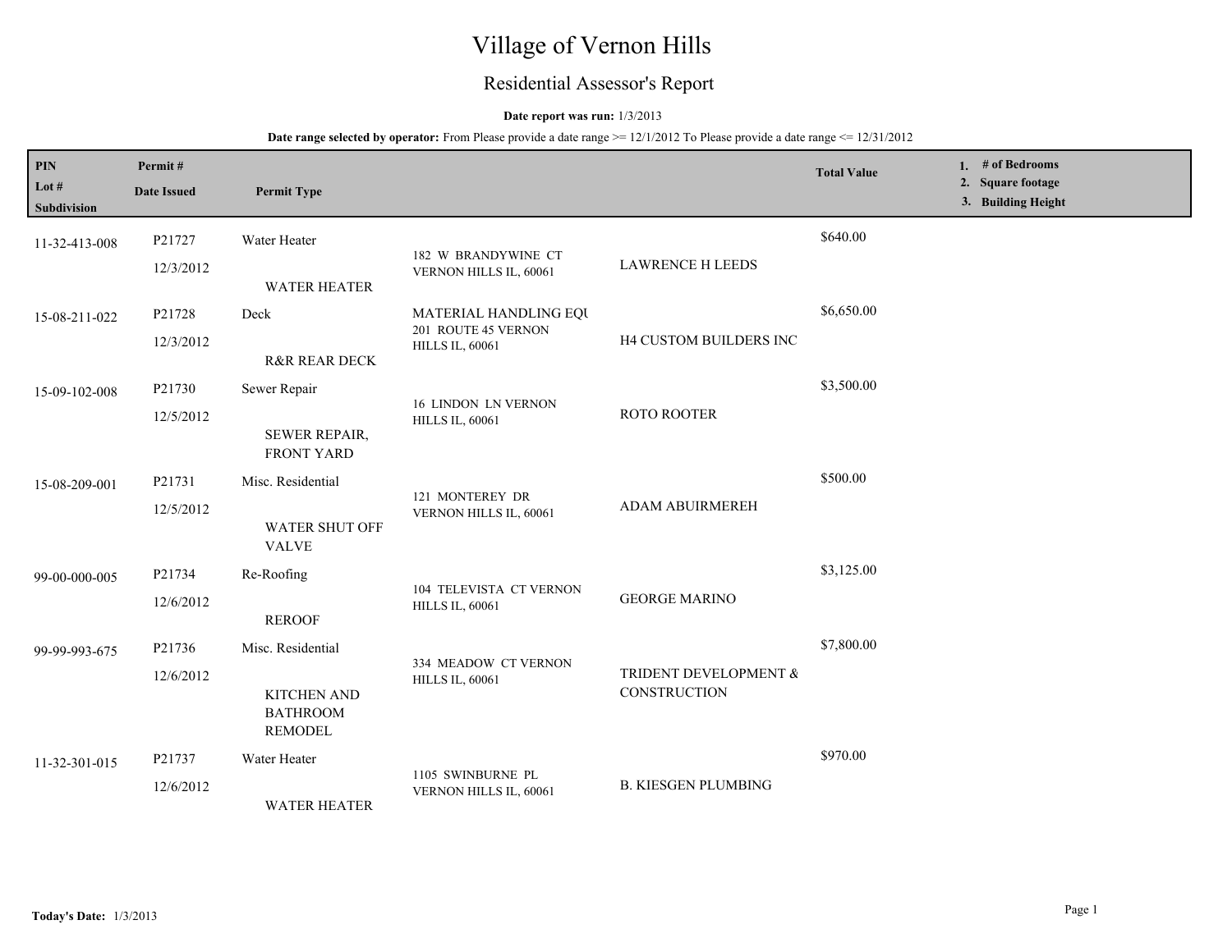# Village of Vernon Hills

## Residential Assessor's Report

**Date report was run:** 1/3/2013

**Date range selected by operator:** From Please provide a date range >= 12/1/2012 To Please provide a date range <= 12/31/2012

| PIN<br>Lot #<br>Subdivision | Permit #<br>Date Issued | Permit Type | | | Total Value | 1. # of Bedrooms<br>2. Square footage<br>3. Building Height |
|---|---|---|---|---|---|---|
| 11-32-413-008 | P21727<br>12/3/2012 | Water Heater<br>WATER HEATER | 182 W BRANDYWINE CT VERNON HILLS IL, 60061 | LAWRENCE H LEEDS | $640.00 | |
| 15-08-211-022 | P21728<br>12/3/2012 | Deck<br>R&R REAR DECK | MATERIAL HANDLING EQU 201 ROUTE 45 VERNON HILLS IL, 60061 | H4 CUSTOM BUILDERS INC | $6,650.00 | |
| 15-09-102-008 | P21730<br>12/5/2012 | Sewer Repair<br>SEWER REPAIR, FRONT YARD | 16 LINDON LN VERNON HILLS IL, 60061 | ROTO ROOTER | $3,500.00 | |
| 15-08-209-001 | P21731<br>12/5/2012 | Misc. Residential<br>WATER SHUT OFF VALVE | 121 MONTEREY DR VERNON HILLS IL, 60061 | ADAM ABUIRMEREH | $500.00 | |
| 99-00-000-005 | P21734<br>12/6/2012 | Re-Roofing<br>REROOF | 104 TELEVISTA CT VERNON HILLS IL, 60061 | GEORGE MARINO | $3,125.00 | |
| 99-99-993-675 | P21736<br>12/6/2012 | Misc. Residential<br>KITCHEN AND BATHROOM REMODEL | 334 MEADOW CT VERNON HILLS IL, 60061 | TRIDENT DEVELOPMENT & CONSTRUCTION | $7,800.00 | |
| 11-32-301-015 | P21737<br>12/6/2012 | Water Heater<br>WATER HEATER | 1105 SWINBURNE PL VERNON HILLS IL, 60061 | B. KIESGEN PLUMBING | $970.00 | |

**Today's Date:** 1/3/2013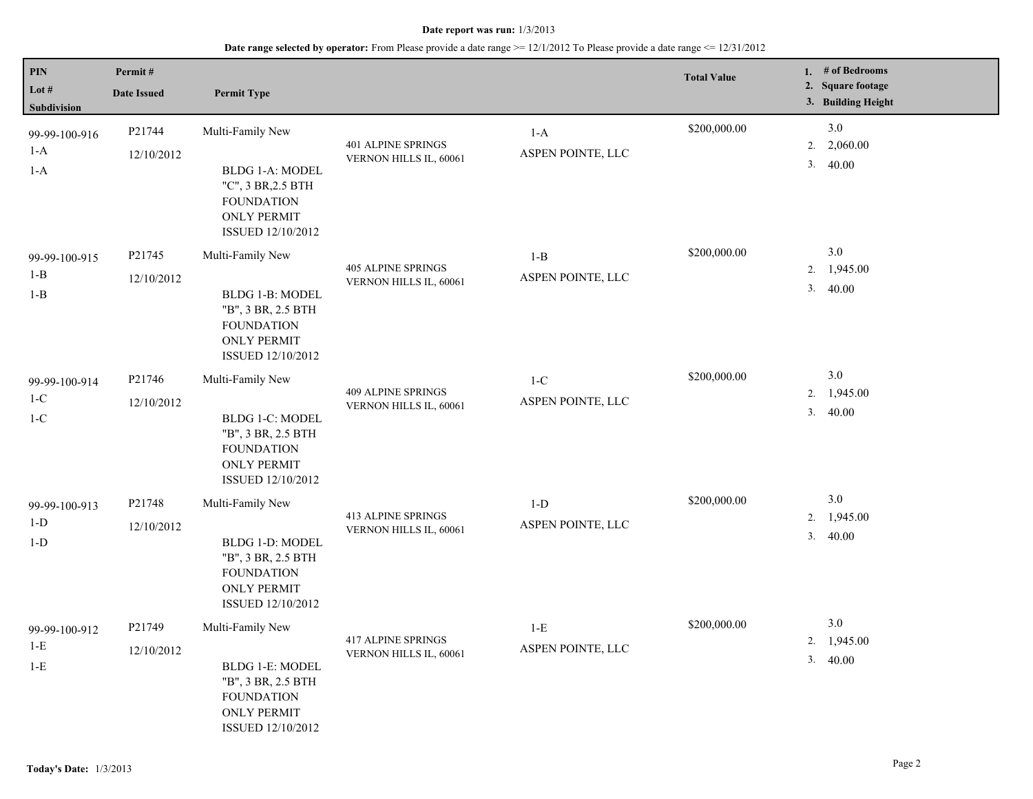**Date report was run:** 1/3/2013

**Date range selected by operator:** From Please provide a date range >= 12/1/2012 To Please provide a date range <= 12/31/2012

| PIN<br>Lot #<br>Subdivision | Permit #<br>Date Issued | Permit Type | | | Total Value | 1. # of Bedrooms<br>2. Square footage<br>3. Building Height |
|---|---|---|---|---|---|---|
| 99-99-100-916<br>1-A<br>1-A | P21744<br>12/10/2012 | Multi-Family New<br><br>BLDG 1-A: MODEL "C", 3 BR,2.5 BTH FOUNDATION ONLY PERMIT ISSUED 12/10/2012 | 401 ALPINE SPRINGS<br>VERNON HILLS IL, 60061 | 1-A<br>ASPEN POINTE, LLC | $200,000.00 | 3.0<br>2. 2,060.00<br>3. 40.00 |
| 99-99-100-915<br>1-B<br>1-B | P21745<br>12/10/2012 | Multi-Family New<br><br>BLDG 1-B: MODEL "B", 3 BR, 2.5 BTH FOUNDATION ONLY PERMIT ISSUED 12/10/2012 | 405 ALPINE SPRINGS<br>VERNON HILLS IL, 60061 | 1-B<br>ASPEN POINTE, LLC | $200,000.00 | 3.0<br>2. 1,945.00<br>3. 40.00 |
| 99-99-100-914<br>1-C<br>1-C | P21746<br>12/10/2012 | Multi-Family New<br><br>BLDG 1-C: MODEL "B", 3 BR, 2.5 BTH FOUNDATION ONLY PERMIT ISSUED 12/10/2012 | 409 ALPINE SPRINGS<br>VERNON HILLS IL, 60061 | 1-C<br>ASPEN POINTE, LLC | $200,000.00 | 3.0<br>2. 1,945.00<br>3. 40.00 |
| 99-99-100-913<br>1-D<br>1-D | P21748<br>12/10/2012 | Multi-Family New<br><br>BLDG 1-D: MODEL "B", 3 BR, 2.5 BTH FOUNDATION ONLY PERMIT ISSUED 12/10/2012 | 413 ALPINE SPRINGS<br>VERNON HILLS IL, 60061 | 1-D<br>ASPEN POINTE, LLC | $200,000.00 | 3.0<br>2. 1,945.00<br>3. 40.00 |
| 99-99-100-912<br>1-E<br>1-E | P21749<br>12/10/2012 | Multi-Family New<br><br>BLDG 1-E: MODEL "B", 3 BR, 2.5 BTH FOUNDATION ONLY PERMIT ISSUED 12/10/2012 | 417 ALPINE SPRINGS<br>VERNON HILLS IL, 60061 | 1-E<br>ASPEN POINTE, LLC | $200,000.00 | 3.0<br>2. 1,945.00<br>3. 40.00 |

**Today's Date:** 1/3/2013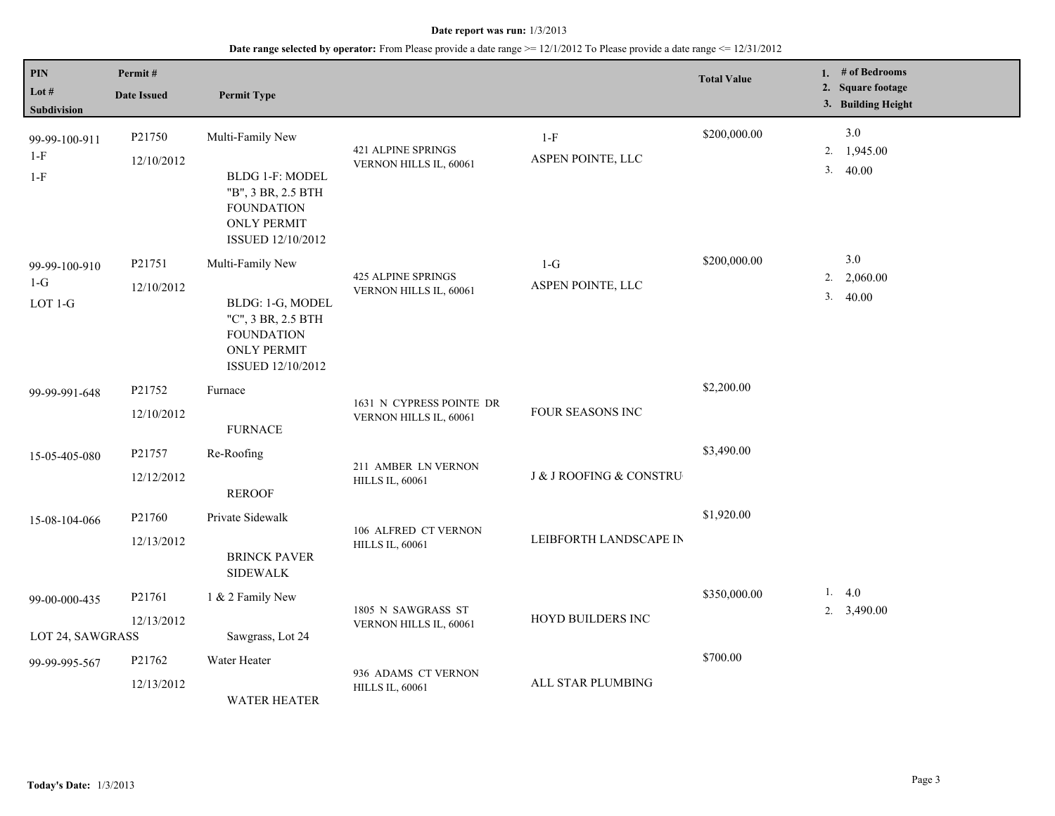**Date report was run:** 1/3/2013

**Date range selected by operator:** From Please provide a date range >= 12/1/2012 To Please provide a date range <= 12/31/2012

| PIN<br>Lot #<br>Subdivision | Permit #<br>Date Issued | Permit Type | | | Total Value | 1. # of Bedrooms<br>2. Square footage<br>3. Building Height |
|---|---|---|---|---|---|---|
| 99-99-100-911<br>1-F<br>1-F | P21750<br>12/10/2012 | Multi-Family New<br><br>BLDG 1-F: MODEL "B", 3 BR, 2.5 BTH FOUNDATION ONLY PERMIT ISSUED 12/10/2012 | 421 ALPINE SPRINGS VERNON HILLS IL, 60061 | 1-F<br>ASPEN POINTE, LLC | $200,000.00 | 3.0<br>2. 1,945.00<br>3. 40.00 |
| 99-99-100-910<br>1-G<br>LOT 1-G | P21751<br>12/10/2012 | Multi-Family New<br><br>BLDG: 1-G, MODEL "C", 3 BR, 2.5 BTH FOUNDATION ONLY PERMIT ISSUED 12/10/2012 | 425 ALPINE SPRINGS VERNON HILLS IL, 60061 | 1-G<br>ASPEN POINTE, LLC | $200,000.00 | 3.0<br>2. 2,060.00<br>3. 40.00 |
| 99-99-991-648 | P21752<br>12/10/2012 | Furnace<br><br>FURNACE | 1631 N CYPRESS POINTE DR VERNON HILLS IL, 60061 | FOUR SEASONS INC | $2,200.00 | |
| 15-05-405-080 | P21757<br>12/12/2012 | Re-Roofing<br><br>REROOF | 211 AMBER LN VERNON HILLS IL, 60061 | J & J ROOFING & CONSTRU | $3,490.00 | |
| 15-08-104-066 | P21760<br>12/13/2012 | Private Sidewalk<br><br>BRINCK PAVER SIDEWALK | 106 ALFRED CT VERNON HILLS IL, 60061 | LEIBFORTH LANDSCAPE IN | $1,920.00 | |
| 99-00-000-435<br><br>LOT 24, SAWGRASS | P21761<br>12/13/2012 | 1 & 2 Family New<br><br>Sawgrass, Lot 24 | 1805 N SAWGRASS ST VERNON HILLS IL, 60061 | HOYD BUILDERS INC | $350,000.00 | 1. 4.0<br>2. 3,490.00 |
| 99-99-995-567 | P21762<br>12/13/2012 | Water Heater<br><br>WATER HEATER | 936 ADAMS CT VERNON HILLS IL, 60061 | ALL STAR PLUMBING | $700.00 | |

**Today's Date:** 1/3/2013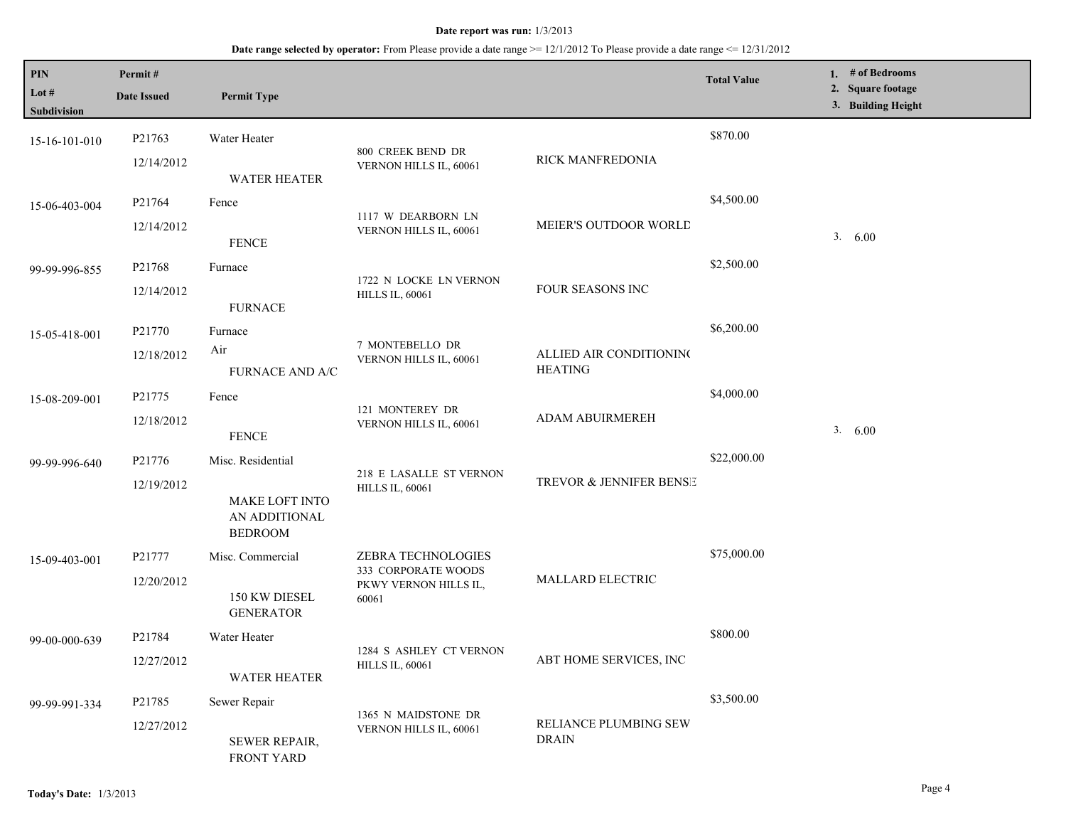**Date report was run:** 1/3/2013

**Date range selected by operator:** From Please provide a date range >= 12/1/2012 To Please provide a date range <= 12/31/2012

| PIN<br>Lot #<br>Subdivision | Permit #<br>Date Issued | Permit Type | | | Total Value | 1. # of Bedrooms<br>2. Square footage<br>3. Building Height |
|---|---|---|---|---|---|---|
| 15-16-101-010 | P21763<br>12/14/2012 | Water Heater<br>WATER HEATER | 800 CREEK BEND DR VERNON HILLS IL, 60061 | RICK MANFREDONIA | $870.00 | |
| 15-06-403-004 | P21764<br>12/14/2012 | Fence<br>FENCE | 1117 W DEARBORN LN VERNON HILLS IL, 60061 | MEIER'S OUTDOOR WORLD | $4,500.00 | 3. 6.00 |
| 99-99-996-855 | P21768<br>12/14/2012 | Furnace<br>FURNACE | 1722 N LOCKE LN VERNON HILLS IL, 60061 | FOUR SEASONS INC | $2,500.00 | |
| 15-05-418-001 | P21770<br>12/18/2012 | Furnace<br>Air<br>FURNACE AND A/C | 7 MONTEBELLO DR VERNON HILLS IL, 60061 | ALLIED AIR CONDITIONING HEATING | $6,200.00 | |
| 15-08-209-001 | P21775<br>12/18/2012 | Fence<br>FENCE | 121 MONTEREY DR VERNON HILLS IL, 60061 | ADAM ABUIRMEREH | $4,000.00 | 3. 6.00 |
| 99-99-996-640 | P21776<br>12/19/2012 | Misc. Residential<br>MAKE LOFT INTO AN ADDITIONAL BEDROOM | 218 E LASALLE ST VERNON HILLS IL, 60061 | TREVOR & JENNIFER BENSE | $22,000.00 | |
| 15-09-403-001 | P21777<br>12/20/2012 | Misc. Commercial<br>150 KW DIESEL GENERATOR | ZEBRA TECHNOLOGIES<br>333 CORPORATE WOODS PKWY VERNON HILLS IL, 60061 | MALLARD ELECTRIC | $75,000.00 | |
| 99-00-000-639 | P21784<br>12/27/2012 | Water Heater<br>WATER HEATER | 1284 S ASHLEY CT VERNON HILLS IL, 60061 | ABT HOME SERVICES, INC | $800.00 | |
| 99-99-991-334 | P21785<br>12/27/2012 | Sewer Repair<br>SEWER REPAIR, FRONT YARD | 1365 N MAIDSTONE DR VERNON HILLS IL, 60061 | RELIANCE PLUMBING SEW DRAIN | $3,500.00 | |

**Today's Date:** 1/3/2013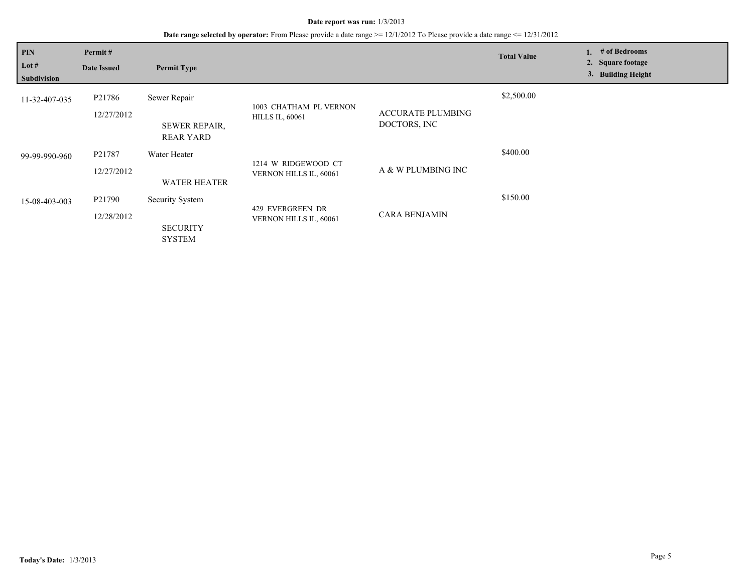**Date report was run:** 1/3/2013

**Date range selected by operator:** From Please provide a date range >= 12/1/2012 To Please provide a date range <= 12/31/2012

| PIN<br>Lot #<br>Subdivision | Permit #<br>Date Issued | Permit Type | | | Total Value | 1. # of Bedrooms<br>2. Square footage<br>3. Building Height |
|---|---|---|---|---|---|---|
| 11-32-407-035 | P21786<br>12/27/2012 | Sewer Repair<br>SEWER REPAIR, REAR YARD | 1003 CHATHAM PL VERNON HILLS IL, 60061 | ACCURATE PLUMBING DOCTORS, INC | $2,500.00 | |
| 99-99-990-960 | P21787<br>12/27/2012 | Water Heater<br>WATER HEATER | 1214 W RIDGEWOOD CT VERNON HILLS IL, 60061 | A & W PLUMBING INC | $400.00 | |
| 15-08-403-003 | P21790<br>12/28/2012 | Security System<br>SECURITY SYSTEM | 429 EVERGREEN DR VERNON HILLS IL, 60061 | CARA BENJAMIN | $150.00 | |

**Today's Date:** 1/3/2013